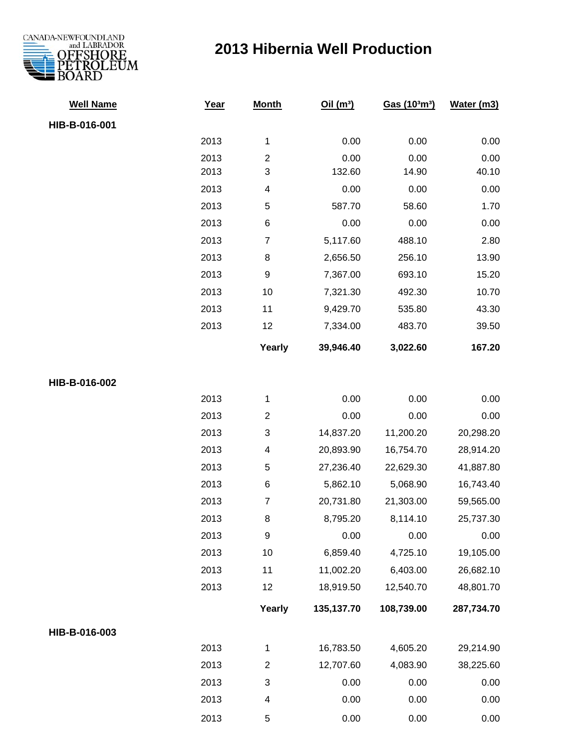CANADA-NEWFOUNDLAND and LABRADOR OFFSHORE PETROLEUM BOARD

# 2013 Hibernia Well Production

| Well Name | Year | Month | Oil ($m^3$) | Gas ($10^3m^3$) | Water (m3) |
|---|---|---|---|---|---|
| **HIB-B-016-001** | | | | | |
| | 2013 | 1 | 0.00 | 0.00 | 0.00 |
| | 2013 | 2 | 0.00 | 0.00 | 0.00 |
| | 2013 | 3 | 132.60 | 14.90 | 40.10 |
| | 2013 | 4 | 0.00 | 0.00 | 0.00 |
| | 2013 | 5 | 587.70 | 58.60 | 1.70 |
| | 2013 | 6 | 0.00 | 0.00 | 0.00 |
| | 2013 | 7 | 5,117.60 | 488.10 | 2.80 |
| | 2013 | 8 | 2,656.50 | 256.10 | 13.90 |
| | 2013 | 9 | 7,367.00 | 693.10 | 15.20 |
| | 2013 | 10 | 7,321.30 | 492.30 | 10.70 |
| | 2013 | 11 | 9,429.70 | 535.80 | 43.30 |
| | 2013 | 12 | 7,334.00 | 483.70 | 39.50 |
| | | **Yearly** | **39,946.40** | **3,022.60** | **167.20** |
| **HIB-B-016-002** | | | | | |
| | 2013 | 1 | 0.00 | 0.00 | 0.00 |
| | 2013 | 2 | 0.00 | 0.00 | 0.00 |
| | 2013 | 3 | 14,837.20 | 11,200.20 | 20,298.20 |
| | 2013 | 4 | 20,893.90 | 16,754.70 | 28,914.20 |
| | 2013 | 5 | 27,236.40 | 22,629.30 | 41,887.80 |
| | 2013 | 6 | 5,862.10 | 5,068.90 | 16,743.40 |
| | 2013 | 7 | 20,731.80 | 21,303.00 | 59,565.00 |
| | 2013 | 8 | 8,795.20 | 8,114.10 | 25,737.30 |
| | 2013 | 9 | 0.00 | 0.00 | 0.00 |
| | 2013 | 10 | 6,859.40 | 4,725.10 | 19,105.00 |
| | 2013 | 11 | 11,002.20 | 6,403.00 | 26,682.10 |
| | 2013 | 12 | 18,919.50 | 12,540.70 | 48,801.70 |
| | | **Yearly** | **135,137.70** | **108,739.00** | **287,734.70** |
| **HIB-B-016-003** | | | | | |
| | 2013 | 1 | 16,783.50 | 4,605.20 | 29,214.90 |
| | 2013 | 2 | 12,707.60 | 4,083.90 | 38,225.60 |
| | 2013 | 3 | 0.00 | 0.00 | 0.00 |
| | 2013 | 4 | 0.00 | 0.00 | 0.00 |
| | 2013 | 5 | 0.00 | 0.00 | 0.00 |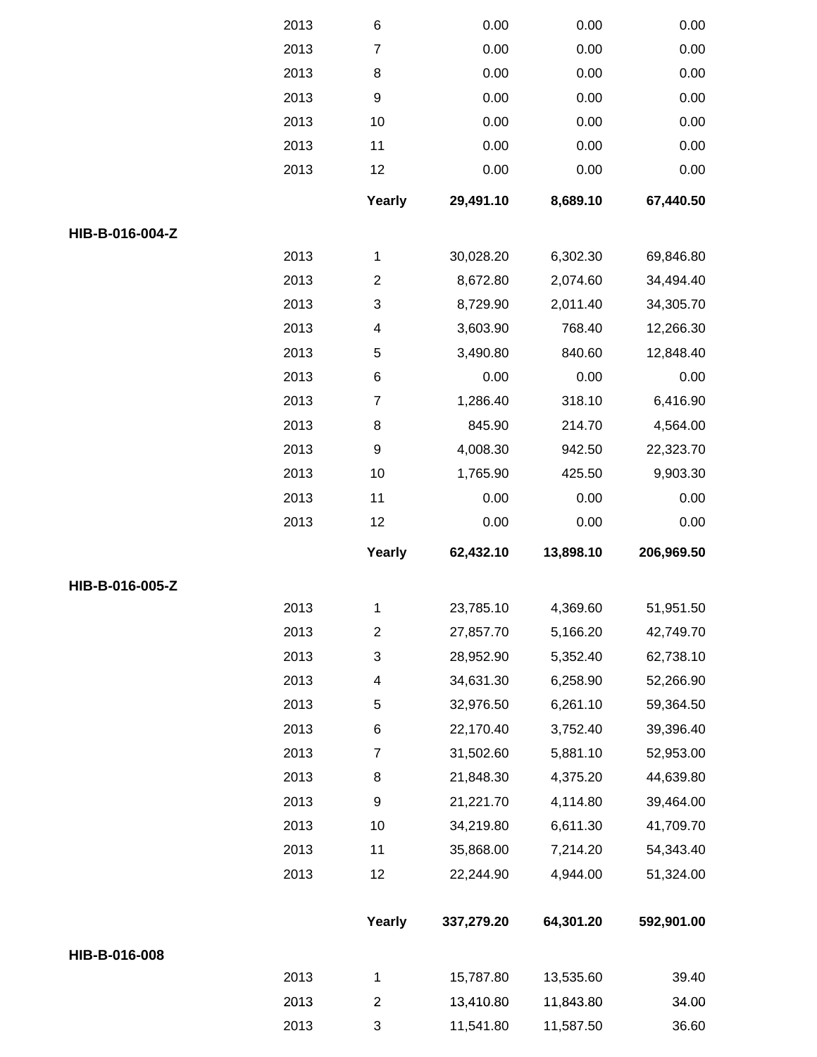| | | | | | |
|---|---|---|---|---|---|
| | 2013 | 6 | 0.00 | 0.00 | 0.00 |
| | 2013 | 7 | 0.00 | 0.00 | 0.00 |
| | 2013 | 8 | 0.00 | 0.00 | 0.00 |
| | 2013 | 9 | 0.00 | 0.00 | 0.00 |
| | 2013 | 10 | 0.00 | 0.00 | 0.00 |
| | 2013 | 11 | 0.00 | 0.00 | 0.00 |
| | 2013 | 12 | 0.00 | 0.00 | 0.00 |
| | | **Yearly** | **29,491.10** | **8,689.10** | **67,440.50** |
| **HIB-B-016-004-Z** | | | | | |
| | 2013 | 1 | 30,028.20 | 6,302.30 | 69,846.80 |
| | 2013 | 2 | 8,672.80 | 2,074.60 | 34,494.40 |
| | 2013 | 3 | 8,729.90 | 2,011.40 | 34,305.70 |
| | 2013 | 4 | 3,603.90 | 768.40 | 12,266.30 |
| | 2013 | 5 | 3,490.80 | 840.60 | 12,848.40 |
| | 2013 | 6 | 0.00 | 0.00 | 0.00 |
| | 2013 | 7 | 1,286.40 | 318.10 | 6,416.90 |
| | 2013 | 8 | 845.90 | 214.70 | 4,564.00 |
| | 2013 | 9 | 4,008.30 | 942.50 | 22,323.70 |
| | 2013 | 10 | 1,765.90 | 425.50 | 9,903.30 |
| | 2013 | 11 | 0.00 | 0.00 | 0.00 |
| | 2013 | 12 | 0.00 | 0.00 | 0.00 |
| | | **Yearly** | **62,432.10** | **13,898.10** | **206,969.50** |
| **HIB-B-016-005-Z** | | | | | |
| | 2013 | 1 | 23,785.10 | 4,369.60 | 51,951.50 |
| | 2013 | 2 | 27,857.70 | 5,166.20 | 42,749.70 |
| | 2013 | 3 | 28,952.90 | 5,352.40 | 62,738.10 |
| | 2013 | 4 | 34,631.30 | 6,258.90 | 52,266.90 |
| | 2013 | 5 | 32,976.50 | 6,261.10 | 59,364.50 |
| | 2013 | 6 | 22,170.40 | 3,752.40 | 39,396.40 |
| | 2013 | 7 | 31,502.60 | 5,881.10 | 52,953.00 |
| | 2013 | 8 | 21,848.30 | 4,375.20 | 44,639.80 |
| | 2013 | 9 | 21,221.70 | 4,114.80 | 39,464.00 |
| | 2013 | 10 | 34,219.80 | 6,611.30 | 41,709.70 |
| | 2013 | 11 | 35,868.00 | 7,214.20 | 54,343.40 |
| | 2013 | 12 | 22,244.90 | 4,944.00 | 51,324.00 |
| | | **Yearly** | **337,279.20** | **64,301.20** | **592,901.00** |
| **HIB-B-016-008** | | | | | |
| | 2013 | 1 | 15,787.80 | 13,535.60 | 39.40 |
| | 2013 | 2 | 13,410.80 | 11,843.80 | 34.00 |
| | 2013 | 3 | 11,541.80 | 11,587.50 | 36.60 |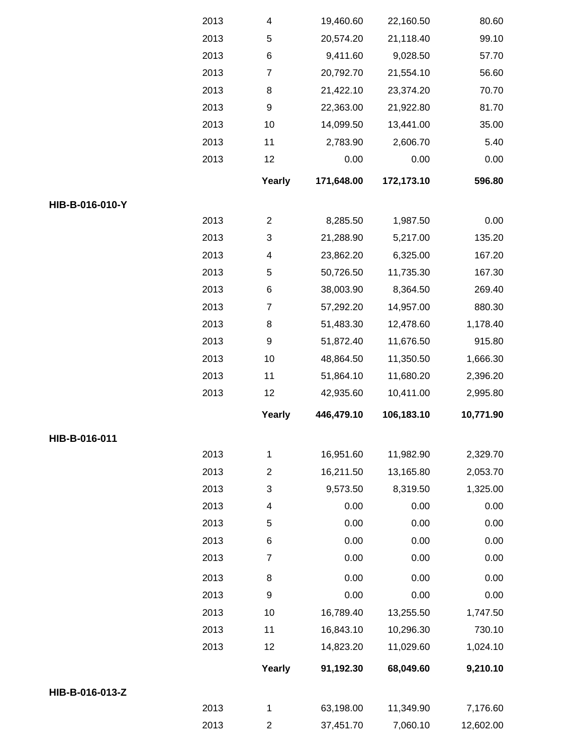| | | | | | |
|---|---|---|---|---|---|
| | 2013 | 4 | 19,460.60 | 22,160.50 | 80.60 |
| | 2013 | 5 | 20,574.20 | 21,118.40 | 99.10 |
| | 2013 | 6 | 9,411.60 | 9,028.50 | 57.70 |
| | 2013 | 7 | 20,792.70 | 21,554.10 | 56.60 |
| | 2013 | 8 | 21,422.10 | 23,374.20 | 70.70 |
| | 2013 | 9 | 22,363.00 | 21,922.80 | 81.70 |
| | 2013 | 10 | 14,099.50 | 13,441.00 | 35.00 |
| | 2013 | 11 | 2,783.90 | 2,606.70 | 5.40 |
| | 2013 | 12 | 0.00 | 0.00 | 0.00 |
| | | **Yearly** | **171,648.00** | **172,173.10** | **596.80** |
| **HIB-B-016-010-Y** | | | | | |
| | 2013 | 2 | 8,285.50 | 1,987.50 | 0.00 |
| | 2013 | 3 | 21,288.90 | 5,217.00 | 135.20 |
| | 2013 | 4 | 23,862.20 | 6,325.00 | 167.20 |
| | 2013 | 5 | 50,726.50 | 11,735.30 | 167.30 |
| | 2013 | 6 | 38,003.90 | 8,364.50 | 269.40 |
| | 2013 | 7 | 57,292.20 | 14,957.00 | 880.30 |
| | 2013 | 8 | 51,483.30 | 12,478.60 | 1,178.40 |
| | 2013 | 9 | 51,872.40 | 11,676.50 | 915.80 |
| | 2013 | 10 | 48,864.50 | 11,350.50 | 1,666.30 |
| | 2013 | 11 | 51,864.10 | 11,680.20 | 2,396.20 |
| | 2013 | 12 | 42,935.60 | 10,411.00 | 2,995.80 |
| | | **Yearly** | **446,479.10** | **106,183.10** | **10,771.90** |
| **HIB-B-016-011** | | | | | |
| | 2013 | 1 | 16,951.60 | 11,982.90 | 2,329.70 |
| | 2013 | 2 | 16,211.50 | 13,165.80 | 2,053.70 |
| | 2013 | 3 | 9,573.50 | 8,319.50 | 1,325.00 |
| | 2013 | 4 | 0.00 | 0.00 | 0.00 |
| | 2013 | 5 | 0.00 | 0.00 | 0.00 |
| | 2013 | 6 | 0.00 | 0.00 | 0.00 |
| | 2013 | 7 | 0.00 | 0.00 | 0.00 |
| | 2013 | 8 | 0.00 | 0.00 | 0.00 |
| | 2013 | 9 | 0.00 | 0.00 | 0.00 |
| | 2013 | 10 | 16,789.40 | 13,255.50 | 1,747.50 |
| | 2013 | 11 | 16,843.10 | 10,296.30 | 730.10 |
| | 2013 | 12 | 14,823.20 | 11,029.60 | 1,024.10 |
| | | **Yearly** | **91,192.30** | **68,049.60** | **9,210.10** |
| **HIB-B-016-013-Z** | | | | | |
| | 2013 | 1 | 63,198.00 | 11,349.90 | 7,176.60 |
| | 2013 | 2 | 37,451.70 | 7,060.10 | 12,602.00 |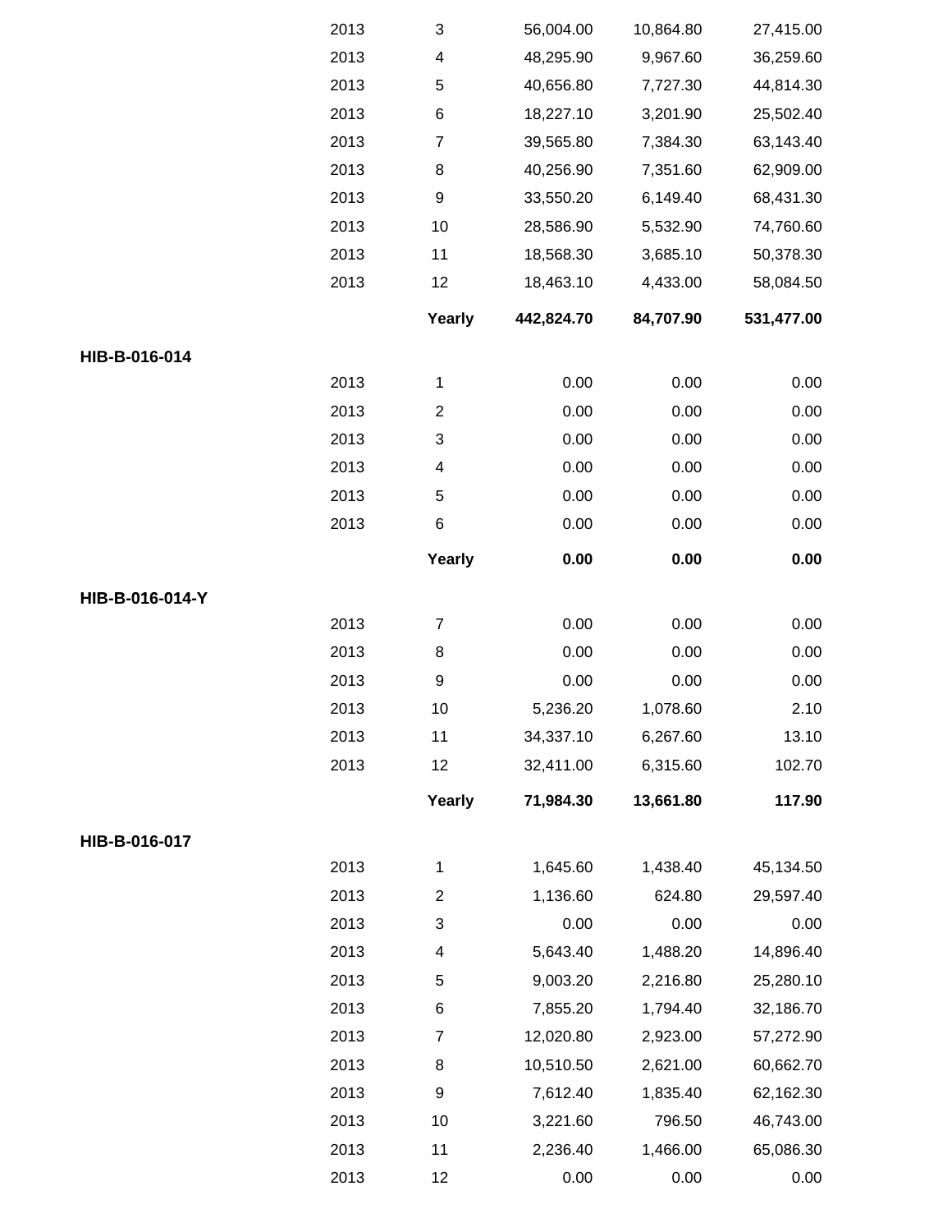| | Year | Month | | | |
|---|---|---|---|---|---|
| | 2013 | 3 | 56,004.00 | 10,864.80 | 27,415.00 |
| | 2013 | 4 | 48,295.90 | 9,967.60 | 36,259.60 |
| | 2013 | 5 | 40,656.80 | 7,727.30 | 44,814.30 |
| | 2013 | 6 | 18,227.10 | 3,201.90 | 25,502.40 |
| | 2013 | 7 | 39,565.80 | 7,384.30 | 63,143.40 |
| | 2013 | 8 | 40,256.90 | 7,351.60 | 62,909.00 |
| | 2013 | 9 | 33,550.20 | 6,149.40 | 68,431.30 |
| | 2013 | 10 | 28,586.90 | 5,532.90 | 74,760.60 |
| | 2013 | 11 | 18,568.30 | 3,685.10 | 50,378.30 |
| | 2013 | 12 | 18,463.10 | 4,433.00 | 58,084.50 |
| | | **Yearly** | **442,824.70** | **84,707.90** | **531,477.00** |
| **HIB-B-016-014** | | | | | |
| | 2013 | 1 | 0.00 | 0.00 | 0.00 |
| | 2013 | 2 | 0.00 | 0.00 | 0.00 |
| | 2013 | 3 | 0.00 | 0.00 | 0.00 |
| | 2013 | 4 | 0.00 | 0.00 | 0.00 |
| | 2013 | 5 | 0.00 | 0.00 | 0.00 |
| | 2013 | 6 | 0.00 | 0.00 | 0.00 |
| | | **Yearly** | **0.00** | **0.00** | **0.00** |
| **HIB-B-016-014-Y** | | | | | |
| | 2013 | 7 | 0.00 | 0.00 | 0.00 |
| | 2013 | 8 | 0.00 | 0.00 | 0.00 |
| | 2013 | 9 | 0.00 | 0.00 | 0.00 |
| | 2013 | 10 | 5,236.20 | 1,078.60 | 2.10 |
| | 2013 | 11 | 34,337.10 | 6,267.60 | 13.10 |
| | 2013 | 12 | 32,411.00 | 6,315.60 | 102.70 |
| | | **Yearly** | **71,984.30** | **13,661.80** | **117.90** |
| **HIB-B-016-017** | | | | | |
| | 2013 | 1 | 1,645.60 | 1,438.40 | 45,134.50 |
| | 2013 | 2 | 1,136.60 | 624.80 | 29,597.40 |
| | 2013 | 3 | 0.00 | 0.00 | 0.00 |
| | 2013 | 4 | 5,643.40 | 1,488.20 | 14,896.40 |
| | 2013 | 5 | 9,003.20 | 2,216.80 | 25,280.10 |
| | 2013 | 6 | 7,855.20 | 1,794.40 | 32,186.70 |
| | 2013 | 7 | 12,020.80 | 2,923.00 | 57,272.90 |
| | 2013 | 8 | 10,510.50 | 2,621.00 | 60,662.70 |
| | 2013 | 9 | 7,612.40 | 1,835.40 | 62,162.30 |
| | 2013 | 10 | 3,221.60 | 796.50 | 46,743.00 |
| | 2013 | 11 | 2,236.40 | 1,466.00 | 65,086.30 |
| | 2013 | 12 | 0.00 | 0.00 | 0.00 |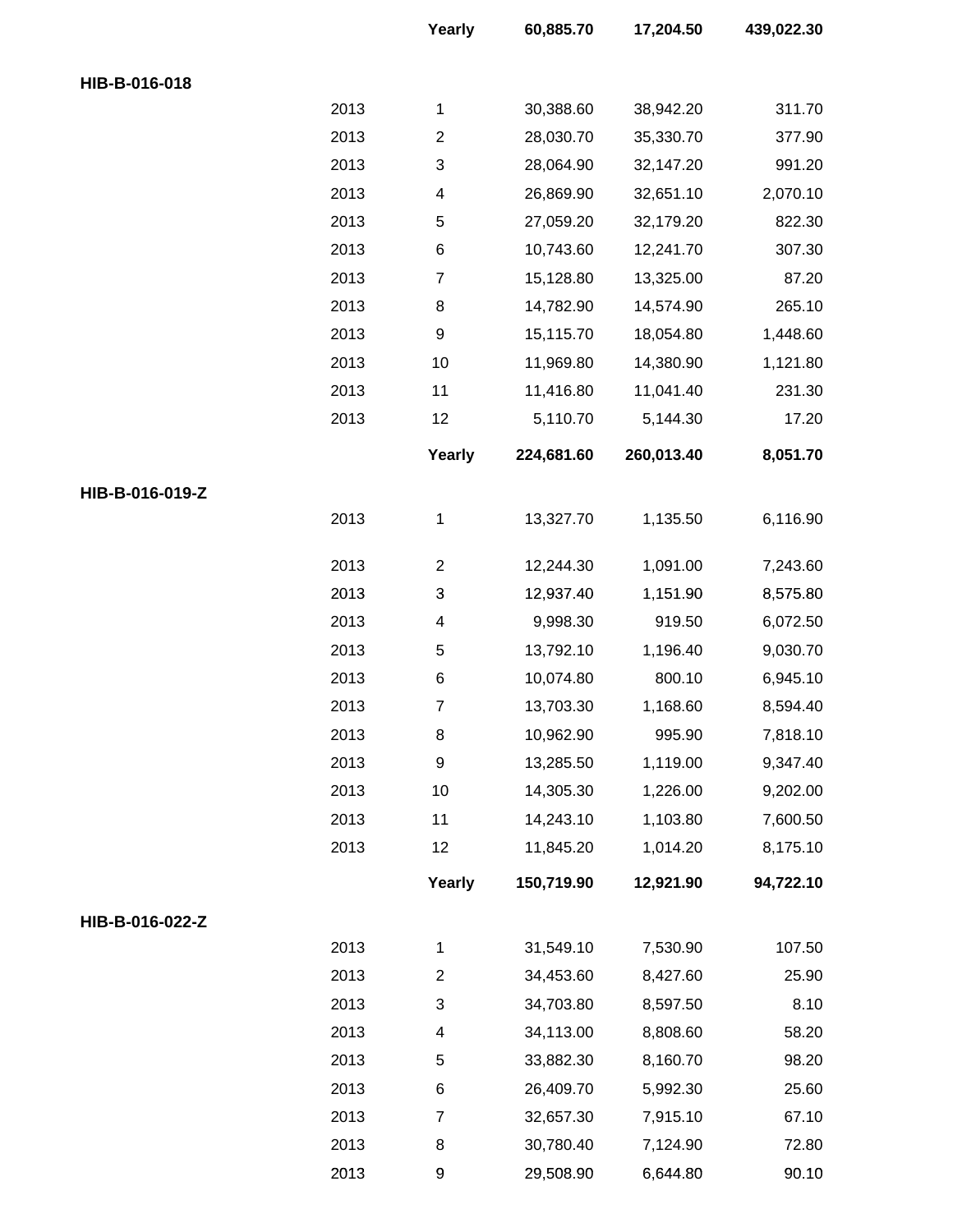| | | | | | |
|---|---|---|---|---|---|
| | | **Yearly** | **60,885.70** | **17,204.50** | **439,022.30** |
| **HIB-B-016-018** | | | | | |
| | 2013 | 1 | 30,388.60 | 38,942.20 | 311.70 |
| | 2013 | 2 | 28,030.70 | 35,330.70 | 377.90 |
| | 2013 | 3 | 28,064.90 | 32,147.20 | 991.20 |
| | 2013 | 4 | 26,869.90 | 32,651.10 | 2,070.10 |
| | 2013 | 5 | 27,059.20 | 32,179.20 | 822.30 |
| | 2013 | 6 | 10,743.60 | 12,241.70 | 307.30 |
| | 2013 | 7 | 15,128.80 | 13,325.00 | 87.20 |
| | 2013 | 8 | 14,782.90 | 14,574.90 | 265.10 |
| | 2013 | 9 | 15,115.70 | 18,054.80 | 1,448.60 |
| | 2013 | 10 | 11,969.80 | 14,380.90 | 1,121.80 |
| | 2013 | 11 | 11,416.80 | 11,041.40 | 231.30 |
| | 2013 | 12 | 5,110.70 | 5,144.30 | 17.20 |
| | | **Yearly** | **224,681.60** | **260,013.40** | **8,051.70** |
| **HIB-B-016-019-Z** | | | | | |
| | 2013 | 1 | 13,327.70 | 1,135.50 | 6,116.90 |
| | 2013 | 2 | 12,244.30 | 1,091.00 | 7,243.60 |
| | 2013 | 3 | 12,937.40 | 1,151.90 | 8,575.80 |
| | 2013 | 4 | 9,998.30 | 919.50 | 6,072.50 |
| | 2013 | 5 | 13,792.10 | 1,196.40 | 9,030.70 |
| | 2013 | 6 | 10,074.80 | 800.10 | 6,945.10 |
| | 2013 | 7 | 13,703.30 | 1,168.60 | 8,594.40 |
| | 2013 | 8 | 10,962.90 | 995.90 | 7,818.10 |
| | 2013 | 9 | 13,285.50 | 1,119.00 | 9,347.40 |
| | 2013 | 10 | 14,305.30 | 1,226.00 | 9,202.00 |
| | 2013 | 11 | 14,243.10 | 1,103.80 | 7,600.50 |
| | 2013 | 12 | 11,845.20 | 1,014.20 | 8,175.10 |
| | | **Yearly** | **150,719.90** | **12,921.90** | **94,722.10** |
| **HIB-B-016-022-Z** | | | | | |
| | 2013 | 1 | 31,549.10 | 7,530.90 | 107.50 |
| | 2013 | 2 | 34,453.60 | 8,427.60 | 25.90 |
| | 2013 | 3 | 34,703.80 | 8,597.50 | 8.10 |
| | 2013 | 4 | 34,113.00 | 8,808.60 | 58.20 |
| | 2013 | 5 | 33,882.30 | 8,160.70 | 98.20 |
| | 2013 | 6 | 26,409.70 | 5,992.30 | 25.60 |
| | 2013 | 7 | 32,657.30 | 7,915.10 | 67.10 |
| | 2013 | 8 | 30,780.40 | 7,124.90 | 72.80 |
| | 2013 | 9 | 29,508.90 | 6,644.80 | 90.10 |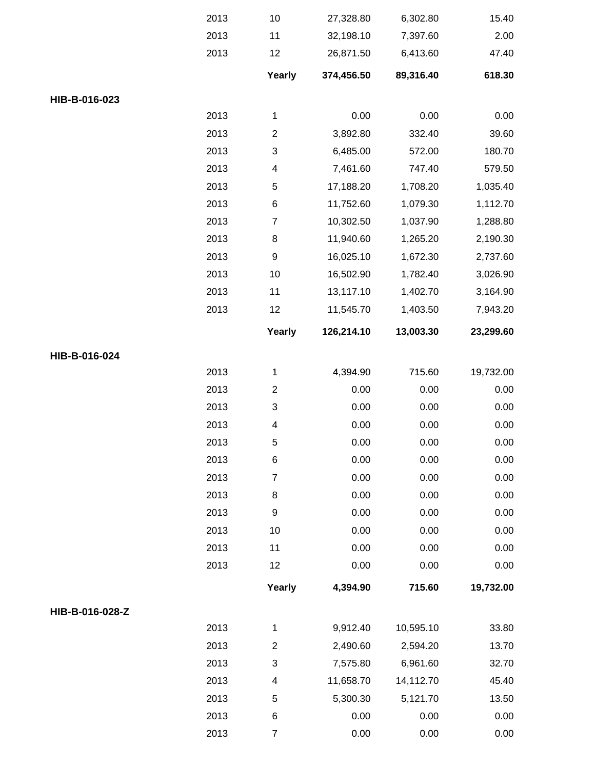| | | | | | |
|---|---|---|---|---|---|
| | 2013 | 10 | 27,328.80 | 6,302.80 | 15.40 |
| | 2013 | 11 | 32,198.10 | 7,397.60 | 2.00 |
| | 2013 | 12 | 26,871.50 | 6,413.60 | 47.40 |
| | | **Yearly** | **374,456.50** | **89,316.40** | **618.30** |
| **HIB-B-016-023** | | | | | |
| | 2013 | 1 | 0.00 | 0.00 | 0.00 |
| | 2013 | 2 | 3,892.80 | 332.40 | 39.60 |
| | 2013 | 3 | 6,485.00 | 572.00 | 180.70 |
| | 2013 | 4 | 7,461.60 | 747.40 | 579.50 |
| | 2013 | 5 | 17,188.20 | 1,708.20 | 1,035.40 |
| | 2013 | 6 | 11,752.60 | 1,079.30 | 1,112.70 |
| | 2013 | 7 | 10,302.50 | 1,037.90 | 1,288.80 |
| | 2013 | 8 | 11,940.60 | 1,265.20 | 2,190.30 |
| | 2013 | 9 | 16,025.10 | 1,672.30 | 2,737.60 |
| | 2013 | 10 | 16,502.90 | 1,782.40 | 3,026.90 |
| | 2013 | 11 | 13,117.10 | 1,402.70 | 3,164.90 |
| | 2013 | 12 | 11,545.70 | 1,403.50 | 7,943.20 |
| | | **Yearly** | **126,214.10** | **13,003.30** | **23,299.60** |
| **HIB-B-016-024** | | | | | |
| | 2013 | 1 | 4,394.90 | 715.60 | 19,732.00 |
| | 2013 | 2 | 0.00 | 0.00 | 0.00 |
| | 2013 | 3 | 0.00 | 0.00 | 0.00 |
| | 2013 | 4 | 0.00 | 0.00 | 0.00 |
| | 2013 | 5 | 0.00 | 0.00 | 0.00 |
| | 2013 | 6 | 0.00 | 0.00 | 0.00 |
| | 2013 | 7 | 0.00 | 0.00 | 0.00 |
| | 2013 | 8 | 0.00 | 0.00 | 0.00 |
| | 2013 | 9 | 0.00 | 0.00 | 0.00 |
| | 2013 | 10 | 0.00 | 0.00 | 0.00 |
| | 2013 | 11 | 0.00 | 0.00 | 0.00 |
| | 2013 | 12 | 0.00 | 0.00 | 0.00 |
| | | **Yearly** | **4,394.90** | **715.60** | **19,732.00** |
| **HIB-B-016-028-Z** | | | | | |
| | 2013 | 1 | 9,912.40 | 10,595.10 | 33.80 |
| | 2013 | 2 | 2,490.60 | 2,594.20 | 13.70 |
| | 2013 | 3 | 7,575.80 | 6,961.60 | 32.70 |
| | 2013 | 4 | 11,658.70 | 14,112.70 | 45.40 |
| | 2013 | 5 | 5,300.30 | 5,121.70 | 13.50 |
| | 2013 | 6 | 0.00 | 0.00 | 0.00 |
| | 2013 | 7 | 0.00 | 0.00 | 0.00 |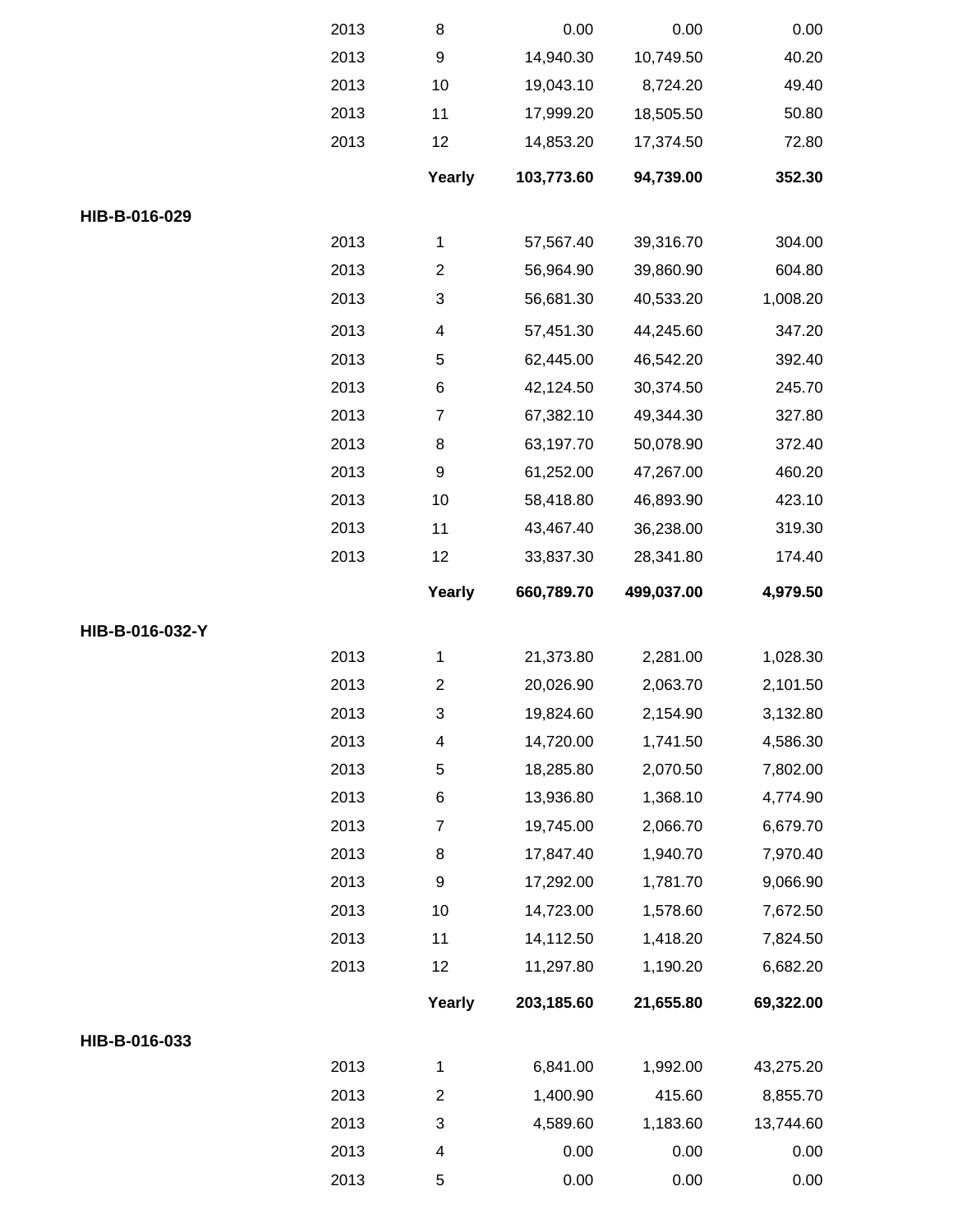| | Year | Month | | | |
|---|---|---|---|---|---|
| | 2013 | 8 | 0.00 | 0.00 | 0.00 |
| | 2013 | 9 | 14,940.30 | 10,749.50 | 40.20 |
| | 2013 | 10 | 19,043.10 | 8,724.20 | 49.40 |
| | 2013 | 11 | 17,999.20 | 18,505.50 | 50.80 |
| | 2013 | 12 | 14,853.20 | 17,374.50 | 72.80 |
| | | **Yearly** | **103,773.60** | **94,739.00** | **352.30** |
| **HIB-B-016-029** | | | | | |
| | 2013 | 1 | 57,567.40 | 39,316.70 | 304.00 |
| | 2013 | 2 | 56,964.90 | 39,860.90 | 604.80 |
| | 2013 | 3 | 56,681.30 | 40,533.20 | 1,008.20 |
| | 2013 | 4 | 57,451.30 | 44,245.60 | 347.20 |
| | 2013 | 5 | 62,445.00 | 46,542.20 | 392.40 |
| | 2013 | 6 | 42,124.50 | 30,374.50 | 245.70 |
| | 2013 | 7 | 67,382.10 | 49,344.30 | 327.80 |
| | 2013 | 8 | 63,197.70 | 50,078.90 | 372.40 |
| | 2013 | 9 | 61,252.00 | 47,267.00 | 460.20 |
| | 2013 | 10 | 58,418.80 | 46,893.90 | 423.10 |
| | 2013 | 11 | 43,467.40 | 36,238.00 | 319.30 |
| | 2013 | 12 | 33,837.30 | 28,341.80 | 174.40 |
| | | **Yearly** | **660,789.70** | **499,037.00** | **4,979.50** |
| **HIB-B-016-032-Y** | | | | | |
| | 2013 | 1 | 21,373.80 | 2,281.00 | 1,028.30 |
| | 2013 | 2 | 20,026.90 | 2,063.70 | 2,101.50 |
| | 2013 | 3 | 19,824.60 | 2,154.90 | 3,132.80 |
| | 2013 | 4 | 14,720.00 | 1,741.50 | 4,586.30 |
| | 2013 | 5 | 18,285.80 | 2,070.50 | 7,802.00 |
| | 2013 | 6 | 13,936.80 | 1,368.10 | 4,774.90 |
| | 2013 | 7 | 19,745.00 | 2,066.70 | 6,679.70 |
| | 2013 | 8 | 17,847.40 | 1,940.70 | 7,970.40 |
| | 2013 | 9 | 17,292.00 | 1,781.70 | 9,066.90 |
| | 2013 | 10 | 14,723.00 | 1,578.60 | 7,672.50 |
| | 2013 | 11 | 14,112.50 | 1,418.20 | 7,824.50 |
| | 2013 | 12 | 11,297.80 | 1,190.20 | 6,682.20 |
| | | **Yearly** | **203,185.60** | **21,655.80** | **69,322.00** |
| **HIB-B-016-033** | | | | | |
| | 2013 | 1 | 6,841.00 | 1,992.00 | 43,275.20 |
| | 2013 | 2 | 1,400.90 | 415.60 | 8,855.70 |
| | 2013 | 3 | 4,589.60 | 1,183.60 | 13,744.60 |
| | 2013 | 4 | 0.00 | 0.00 | 0.00 |
| | 2013 | 5 | 0.00 | 0.00 | 0.00 |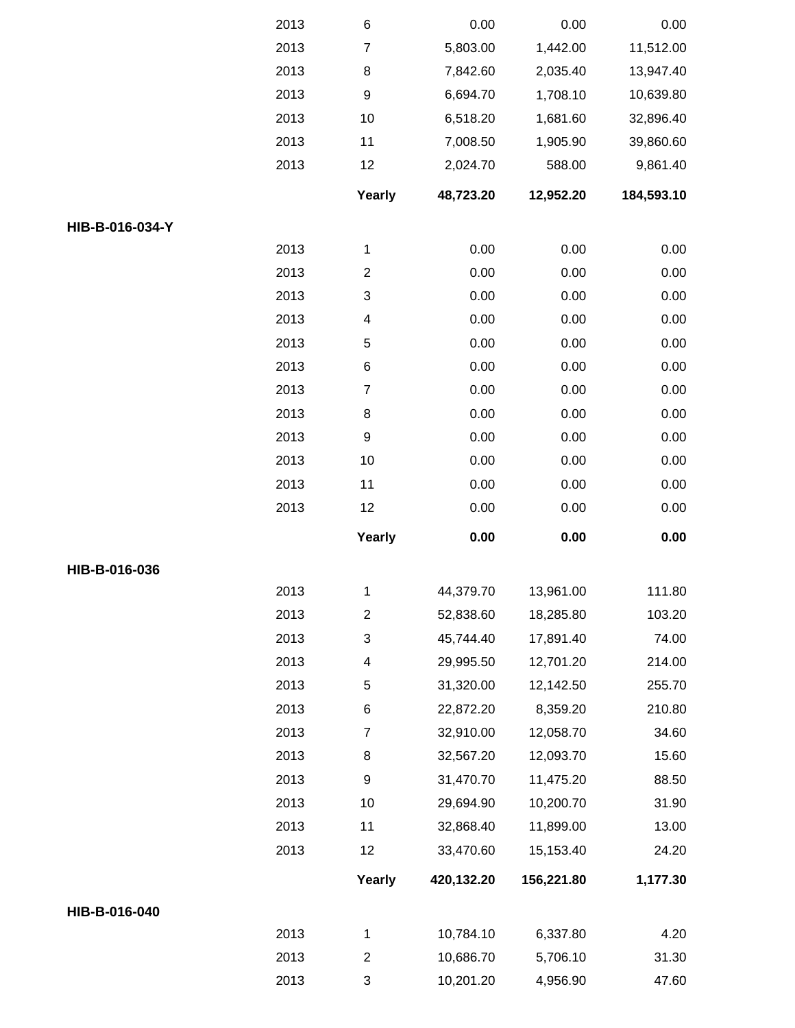| | Year | Month | | | |
|---|---|---|---|---|---|
| | 2013 | 6 | 0.00 | 0.00 | 0.00 |
| | 2013 | 7 | 5,803.00 | 1,442.00 | 11,512.00 |
| | 2013 | 8 | 7,842.60 | 2,035.40 | 13,947.40 |
| | 2013 | 9 | 6,694.70 | 1,708.10 | 10,639.80 |
| | 2013 | 10 | 6,518.20 | 1,681.60 | 32,896.40 |
| | 2013 | 11 | 7,008.50 | 1,905.90 | 39,860.60 |
| | 2013 | 12 | 2,024.70 | 588.00 | 9,861.40 |
| | | **Yearly** | **48,723.20** | **12,952.20** | **184,593.10** |
| **HIB-B-016-034-Y** | | | | | |
| | 2013 | 1 | 0.00 | 0.00 | 0.00 |
| | 2013 | 2 | 0.00 | 0.00 | 0.00 |
| | 2013 | 3 | 0.00 | 0.00 | 0.00 |
| | 2013 | 4 | 0.00 | 0.00 | 0.00 |
| | 2013 | 5 | 0.00 | 0.00 | 0.00 |
| | 2013 | 6 | 0.00 | 0.00 | 0.00 |
| | 2013 | 7 | 0.00 | 0.00 | 0.00 |
| | 2013 | 8 | 0.00 | 0.00 | 0.00 |
| | 2013 | 9 | 0.00 | 0.00 | 0.00 |
| | 2013 | 10 | 0.00 | 0.00 | 0.00 |
| | 2013 | 11 | 0.00 | 0.00 | 0.00 |
| | 2013 | 12 | 0.00 | 0.00 | 0.00 |
| | | **Yearly** | **0.00** | **0.00** | **0.00** |
| **HIB-B-016-036** | | | | | |
| | 2013 | 1 | 44,379.70 | 13,961.00 | 111.80 |
| | 2013 | 2 | 52,838.60 | 18,285.80 | 103.20 |
| | 2013 | 3 | 45,744.40 | 17,891.40 | 74.00 |
| | 2013 | 4 | 29,995.50 | 12,701.20 | 214.00 |
| | 2013 | 5 | 31,320.00 | 12,142.50 | 255.70 |
| | 2013 | 6 | 22,872.20 | 8,359.20 | 210.80 |
| | 2013 | 7 | 32,910.00 | 12,058.70 | 34.60 |
| | 2013 | 8 | 32,567.20 | 12,093.70 | 15.60 |
| | 2013 | 9 | 31,470.70 | 11,475.20 | 88.50 |
| | 2013 | 10 | 29,694.90 | 10,200.70 | 31.90 |
| | 2013 | 11 | 32,868.40 | 11,899.00 | 13.00 |
| | 2013 | 12 | 33,470.60 | 15,153.40 | 24.20 |
| | | **Yearly** | **420,132.20** | **156,221.80** | **1,177.30** |
| **HIB-B-016-040** | | | | | |
| | 2013 | 1 | 10,784.10 | 6,337.80 | 4.20 |
| | 2013 | 2 | 10,686.70 | 5,706.10 | 31.30 |
| | 2013 | 3 | 10,201.20 | 4,956.90 | 47.60 |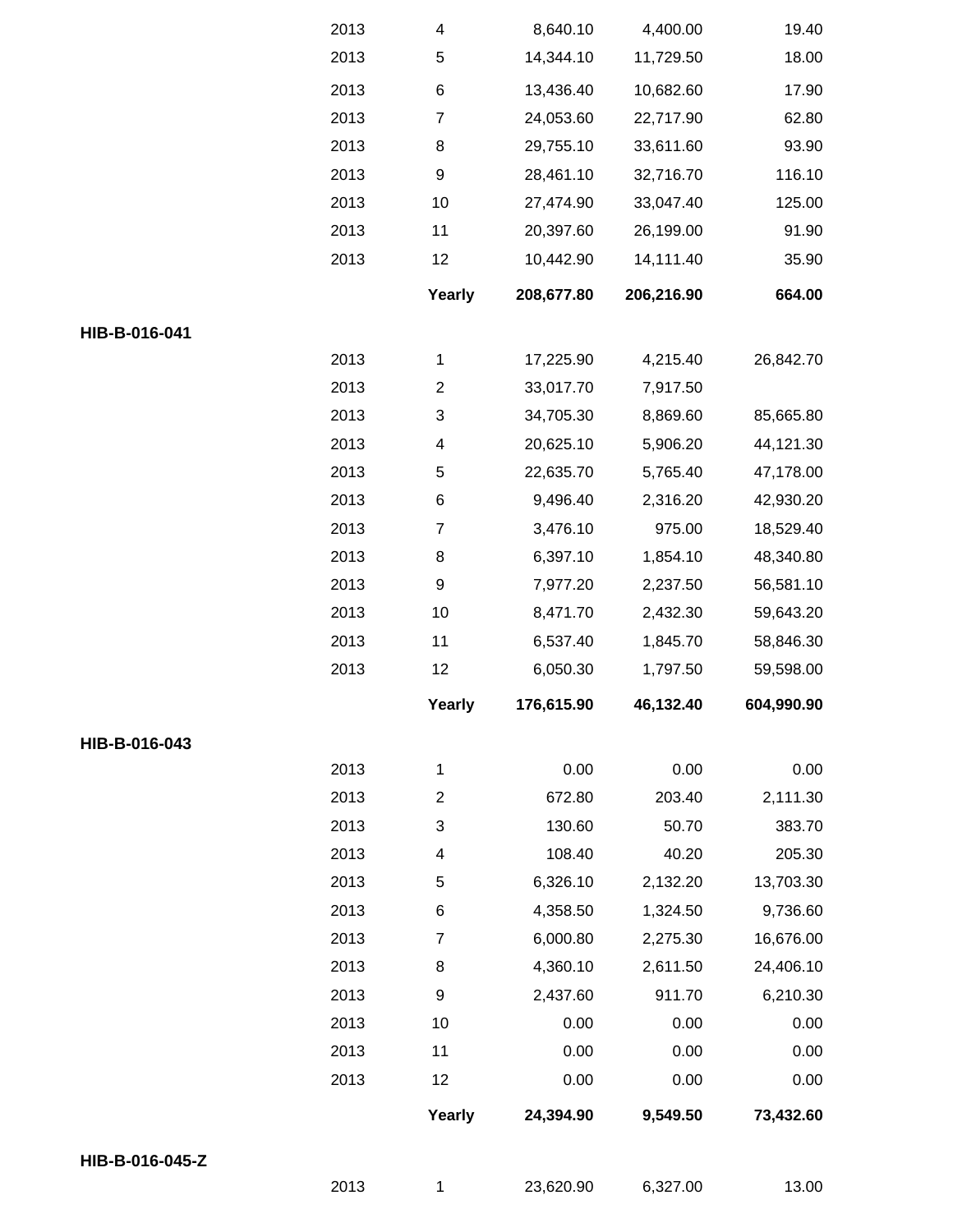| | | | | | |
|---|---|---|---|---|---|
| | 2013 | 4 | 8,640.10 | 4,400.00 | 19.40 |
| | 2013 | 5 | 14,344.10 | 11,729.50 | 18.00 |
| | 2013 | 6 | 13,436.40 | 10,682.60 | 17.90 |
| | 2013 | 7 | 24,053.60 | 22,717.90 | 62.80 |
| | 2013 | 8 | 29,755.10 | 33,611.60 | 93.90 |
| | 2013 | 9 | 28,461.10 | 32,716.70 | 116.10 |
| | 2013 | 10 | 27,474.90 | 33,047.40 | 125.00 |
| | 2013 | 11 | 20,397.60 | 26,199.00 | 91.90 |
| | 2013 | 12 | 10,442.90 | 14,111.40 | 35.90 |
| | | **Yearly** | **208,677.80** | **206,216.90** | **664.00** |
| **HIB-B-016-041** | | | | | |
| | 2013 | 1 | 17,225.90 | 4,215.40 | 26,842.70 |
| | 2013 | 2 | 33,017.70 | 7,917.50 | |
| | 2013 | 3 | 34,705.30 | 8,869.60 | 85,665.80 |
| | 2013 | 4 | 20,625.10 | 5,906.20 | 44,121.30 |
| | 2013 | 5 | 22,635.70 | 5,765.40 | 47,178.00 |
| | 2013 | 6 | 9,496.40 | 2,316.20 | 42,930.20 |
| | 2013 | 7 | 3,476.10 | 975.00 | 18,529.40 |
| | 2013 | 8 | 6,397.10 | 1,854.10 | 48,340.80 |
| | 2013 | 9 | 7,977.20 | 2,237.50 | 56,581.10 |
| | 2013 | 10 | 8,471.70 | 2,432.30 | 59,643.20 |
| | 2013 | 11 | 6,537.40 | 1,845.70 | 58,846.30 |
| | 2013 | 12 | 6,050.30 | 1,797.50 | 59,598.00 |
| | | **Yearly** | **176,615.90** | **46,132.40** | **604,990.90** |
| **HIB-B-016-043** | | | | | |
| | 2013 | 1 | 0.00 | 0.00 | 0.00 |
| | 2013 | 2 | 672.80 | 203.40 | 2,111.30 |
| | 2013 | 3 | 130.60 | 50.70 | 383.70 |
| | 2013 | 4 | 108.40 | 40.20 | 205.30 |
| | 2013 | 5 | 6,326.10 | 2,132.20 | 13,703.30 |
| | 2013 | 6 | 4,358.50 | 1,324.50 | 9,736.60 |
| | 2013 | 7 | 6,000.80 | 2,275.30 | 16,676.00 |
| | 2013 | 8 | 4,360.10 | 2,611.50 | 24,406.10 |
| | 2013 | 9 | 2,437.60 | 911.70 | 6,210.30 |
| | 2013 | 10 | 0.00 | 0.00 | 0.00 |
| | 2013 | 11 | 0.00 | 0.00 | 0.00 |
| | 2013 | 12 | 0.00 | 0.00 | 0.00 |
| | | **Yearly** | **24,394.90** | **9,549.50** | **73,432.60** |
| **HIB-B-016-045-Z** | | | | | |
| | 2013 | 1 | 23,620.90 | 6,327.00 | 13.00 |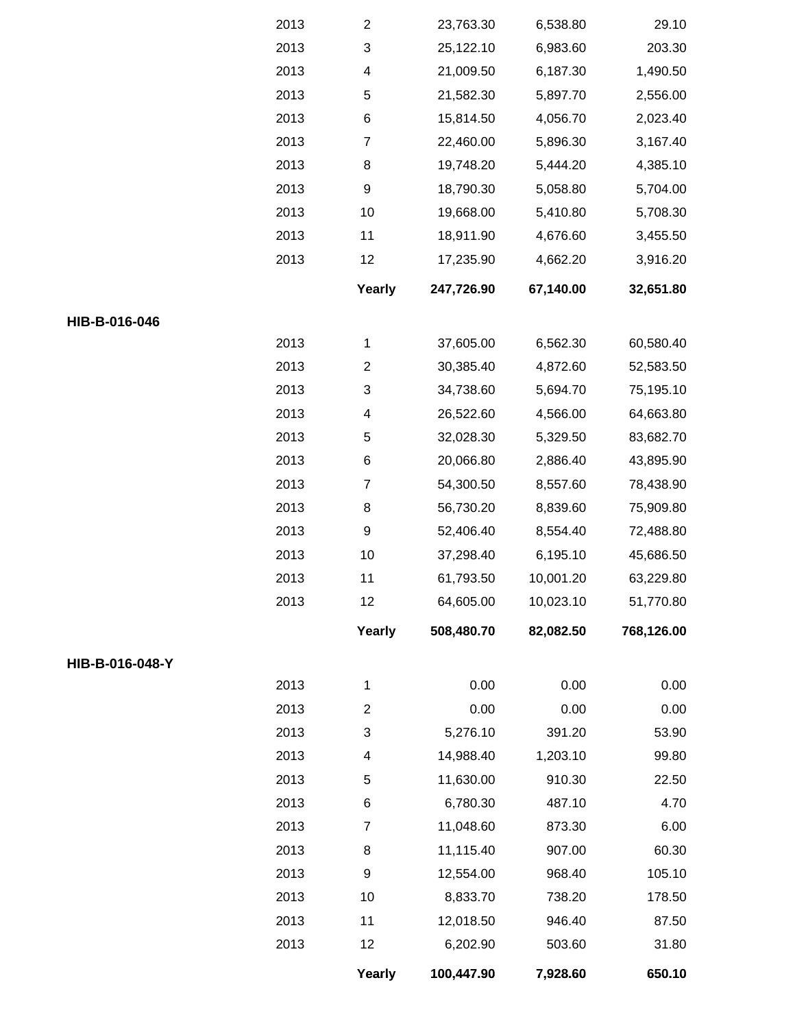| | Year | Month | | | |
|---|---|---|---|---|---|
| | 2013 | 2 | 23,763.30 | 6,538.80 | 29.10 |
| | 2013 | 3 | 25,122.10 | 6,983.60 | 203.30 |
| | 2013 | 4 | 21,009.50 | 6,187.30 | 1,490.50 |
| | 2013 | 5 | 21,582.30 | 5,897.70 | 2,556.00 |
| | 2013 | 6 | 15,814.50 | 4,056.70 | 2,023.40 |
| | 2013 | 7 | 22,460.00 | 5,896.30 | 3,167.40 |
| | 2013 | 8 | 19,748.20 | 5,444.20 | 4,385.10 |
| | 2013 | 9 | 18,790.30 | 5,058.80 | 5,704.00 |
| | 2013 | 10 | 19,668.00 | 5,410.80 | 5,708.30 |
| | 2013 | 11 | 18,911.90 | 4,676.60 | 3,455.50 |
| | 2013 | 12 | 17,235.90 | 4,662.20 | 3,916.20 |
| | | **Yearly** | **247,726.90** | **67,140.00** | **32,651.80** |
| **HIB-B-016-046** | | | | | |
| | 2013 | 1 | 37,605.00 | 6,562.30 | 60,580.40 |
| | 2013 | 2 | 30,385.40 | 4,872.60 | 52,583.50 |
| | 2013 | 3 | 34,738.60 | 5,694.70 | 75,195.10 |
| | 2013 | 4 | 26,522.60 | 4,566.00 | 64,663.80 |
| | 2013 | 5 | 32,028.30 | 5,329.50 | 83,682.70 |
| | 2013 | 6 | 20,066.80 | 2,886.40 | 43,895.90 |
| | 2013 | 7 | 54,300.50 | 8,557.60 | 78,438.90 |
| | 2013 | 8 | 56,730.20 | 8,839.60 | 75,909.80 |
| | 2013 | 9 | 52,406.40 | 8,554.40 | 72,488.80 |
| | 2013 | 10 | 37,298.40 | 6,195.10 | 45,686.50 |
| | 2013 | 11 | 61,793.50 | 10,001.20 | 63,229.80 |
| | 2013 | 12 | 64,605.00 | 10,023.10 | 51,770.80 |
| | | **Yearly** | **508,480.70** | **82,082.50** | **768,126.00** |
| **HIB-B-016-048-Y** | | | | | |
| | 2013 | 1 | 0.00 | 0.00 | 0.00 |
| | 2013 | 2 | 0.00 | 0.00 | 0.00 |
| | 2013 | 3 | 5,276.10 | 391.20 | 53.90 |
| | 2013 | 4 | 14,988.40 | 1,203.10 | 99.80 |
| | 2013 | 5 | 11,630.00 | 910.30 | 22.50 |
| | 2013 | 6 | 6,780.30 | 487.10 | 4.70 |
| | 2013 | 7 | 11,048.60 | 873.30 | 6.00 |
| | 2013 | 8 | 11,115.40 | 907.00 | 60.30 |
| | 2013 | 9 | 12,554.00 | 968.40 | 105.10 |
| | 2013 | 10 | 8,833.70 | 738.20 | 178.50 |
| | 2013 | 11 | 12,018.50 | 946.40 | 87.50 |
| | 2013 | 12 | 6,202.90 | 503.60 | 31.80 |
| | | **Yearly** | **100,447.90** | **7,928.60** | **650.10** |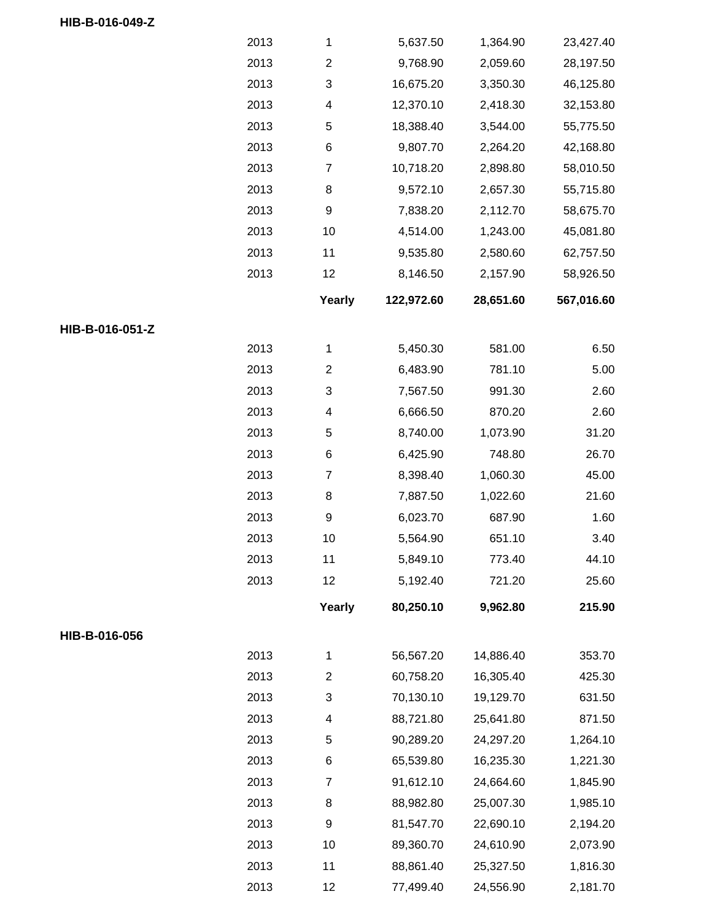**HIB-B-016-049-Z**

| | | | | |
|---|---|---|---|---|
| 2013 | 1 | 5,637.50 | 1,364.90 | 23,427.40 |
| 2013 | 2 | 9,768.90 | 2,059.60 | 28,197.50 |
| 2013 | 3 | 16,675.20 | 3,350.30 | 46,125.80 |
| 2013 | 4 | 12,370.10 | 2,418.30 | 32,153.80 |
| 2013 | 5 | 18,388.40 | 3,544.00 | 55,775.50 |
| 2013 | 6 | 9,807.70 | 2,264.20 | 42,168.80 |
| 2013 | 7 | 10,718.20 | 2,898.80 | 58,010.50 |
| 2013 | 8 | 9,572.10 | 2,657.30 | 55,715.80 |
| 2013 | 9 | 7,838.20 | 2,112.70 | 58,675.70 |
| 2013 | 10 | 4,514.00 | 1,243.00 | 45,081.80 |
| 2013 | 11 | 9,535.80 | 2,580.60 | 62,757.50 |
| 2013 | 12 | 8,146.50 | 2,157.90 | 58,926.50 |
| | **Yearly** | **122,972.60** | **28,651.60** | **567,016.60** |

**HIB-B-016-051-Z**

| | | | | |
|---|---|---|---|---|
| 2013 | 1 | 5,450.30 | 581.00 | 6.50 |
| 2013 | 2 | 6,483.90 | 781.10 | 5.00 |
| 2013 | 3 | 7,567.50 | 991.30 | 2.60 |
| 2013 | 4 | 6,666.50 | 870.20 | 2.60 |
| 2013 | 5 | 8,740.00 | 1,073.90 | 31.20 |
| 2013 | 6 | 6,425.90 | 748.80 | 26.70 |
| 2013 | 7 | 8,398.40 | 1,060.30 | 45.00 |
| 2013 | 8 | 7,887.50 | 1,022.60 | 21.60 |
| 2013 | 9 | 6,023.70 | 687.90 | 1.60 |
| 2013 | 10 | 5,564.90 | 651.10 | 3.40 |
| 2013 | 11 | 5,849.10 | 773.40 | 44.10 |
| 2013 | 12 | 5,192.40 | 721.20 | 25.60 |
| | **Yearly** | **80,250.10** | **9,962.80** | **215.90** |

**HIB-B-016-056**

| | | | | |
|---|---|---|---|---|
| 2013 | 1 | 56,567.20 | 14,886.40 | 353.70 |
| 2013 | 2 | 60,758.20 | 16,305.40 | 425.30 |
| 2013 | 3 | 70,130.10 | 19,129.70 | 631.50 |
| 2013 | 4 | 88,721.80 | 25,641.80 | 871.50 |
| 2013 | 5 | 90,289.20 | 24,297.20 | 1,264.10 |
| 2013 | 6 | 65,539.80 | 16,235.30 | 1,221.30 |
| 2013 | 7 | 91,612.10 | 24,664.60 | 1,845.90 |
| 2013 | 8 | 88,982.80 | 25,007.30 | 1,985.10 |
| 2013 | 9 | 81,547.70 | 22,690.10 | 2,194.20 |
| 2013 | 10 | 89,360.70 | 24,610.90 | 2,073.90 |
| 2013 | 11 | 88,861.40 | 25,327.50 | 1,816.30 |
| 2013 | 12 | 77,499.40 | 24,556.90 | 2,181.70 |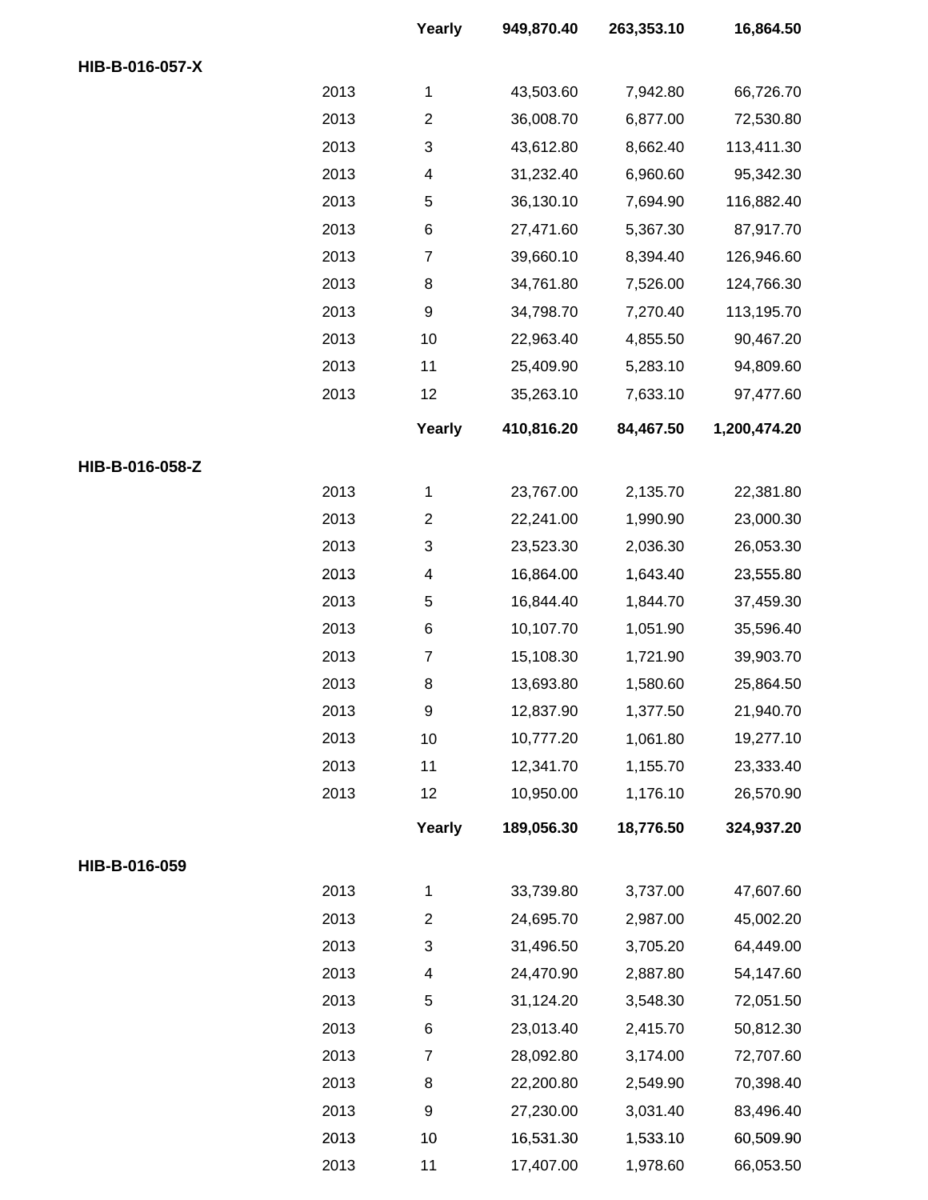| | | | | |
|---|---|---|---|---|
| | **Yearly** | **949,870.40** | **263,353.10** | **16,864.50** |

**HIB-B-016-057-X**

| | | | | |
|---|---|---|---|---|
| 2013 | 1 | 43,503.60 | 7,942.80 | 66,726.70 |
| 2013 | 2 | 36,008.70 | 6,877.00 | 72,530.80 |
| 2013 | 3 | 43,612.80 | 8,662.40 | 113,411.30 |
| 2013 | 4 | 31,232.40 | 6,960.60 | 95,342.30 |
| 2013 | 5 | 36,130.10 | 7,694.90 | 116,882.40 |
| 2013 | 6 | 27,471.60 | 5,367.30 | 87,917.70 |
| 2013 | 7 | 39,660.10 | 8,394.40 | 126,946.60 |
| 2013 | 8 | 34,761.80 | 7,526.00 | 124,766.30 |
| 2013 | 9 | 34,798.70 | 7,270.40 | 113,195.70 |
| 2013 | 10 | 22,963.40 | 4,855.50 | 90,467.20 |
| 2013 | 11 | 25,409.90 | 5,283.10 | 94,809.60 |
| 2013 | 12 | 35,263.10 | 7,633.10 | 97,477.60 |
| | **Yearly** | **410,816.20** | **84,467.50** | **1,200,474.20** |

**HIB-B-016-058-Z**

| | | | | |
|---|---|---|---|---|
| 2013 | 1 | 23,767.00 | 2,135.70 | 22,381.80 |
| 2013 | 2 | 22,241.00 | 1,990.90 | 23,000.30 |
| 2013 | 3 | 23,523.30 | 2,036.30 | 26,053.30 |
| 2013 | 4 | 16,864.00 | 1,643.40 | 23,555.80 |
| 2013 | 5 | 16,844.40 | 1,844.70 | 37,459.30 |
| 2013 | 6 | 10,107.70 | 1,051.90 | 35,596.40 |
| 2013 | 7 | 15,108.30 | 1,721.90 | 39,903.70 |
| 2013 | 8 | 13,693.80 | 1,580.60 | 25,864.50 |
| 2013 | 9 | 12,837.90 | 1,377.50 | 21,940.70 |
| 2013 | 10 | 10,777.20 | 1,061.80 | 19,277.10 |
| 2013 | 11 | 12,341.70 | 1,155.70 | 23,333.40 |
| 2013 | 12 | 10,950.00 | 1,176.10 | 26,570.90 |
| | **Yearly** | **189,056.30** | **18,776.50** | **324,937.20** |

**HIB-B-016-059**

| | | | | |
|---|---|---|---|---|
| 2013 | 1 | 33,739.80 | 3,737.00 | 47,607.60 |
| 2013 | 2 | 24,695.70 | 2,987.00 | 45,002.20 |
| 2013 | 3 | 31,496.50 | 3,705.20 | 64,449.00 |
| 2013 | 4 | 24,470.90 | 2,887.80 | 54,147.60 |
| 2013 | 5 | 31,124.20 | 3,548.30 | 72,051.50 |
| 2013 | 6 | 23,013.40 | 2,415.70 | 50,812.30 |
| 2013 | 7 | 28,092.80 | 3,174.00 | 72,707.60 |
| 2013 | 8 | 22,200.80 | 2,549.90 | 70,398.40 |
| 2013 | 9 | 27,230.00 | 3,031.40 | 83,496.40 |
| 2013 | 10 | 16,531.30 | 1,533.10 | 60,509.90 |
| 2013 | 11 | 17,407.00 | 1,978.60 | 66,053.50 |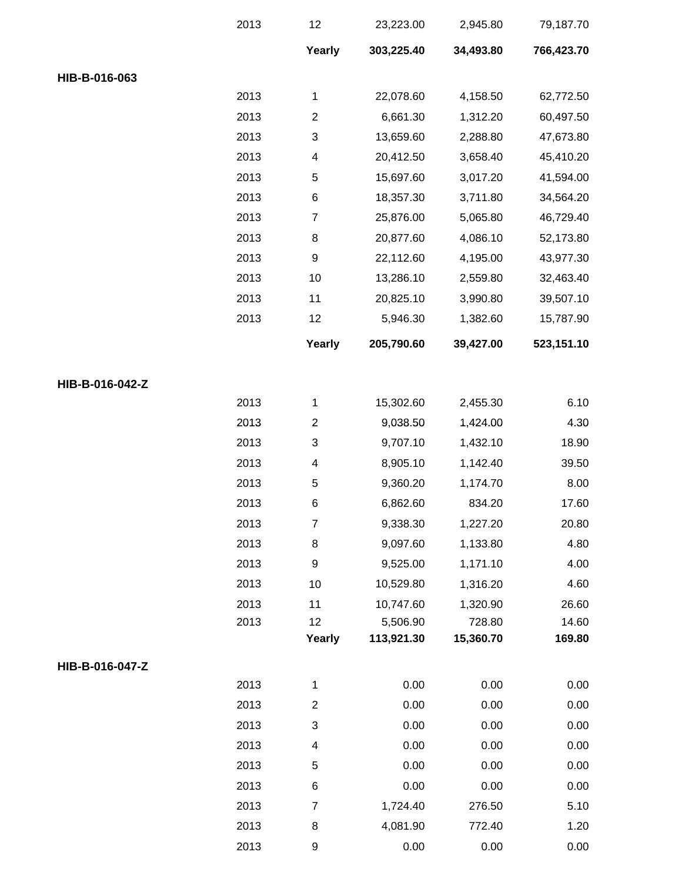| | | | | | |
|---|---|---|---|---|---|
| | 2013 | 12 | 23,223.00 | 2,945.80 | 79,187.70 |
| | | **Yearly** | **303,225.40** | **34,493.80** | **766,423.70** |
| **HIB-B-016-063** | | | | | |
| | 2013 | 1 | 22,078.60 | 4,158.50 | 62,772.50 |
| | 2013 | 2 | 6,661.30 | 1,312.20 | 60,497.50 |
| | 2013 | 3 | 13,659.60 | 2,288.80 | 47,673.80 |
| | 2013 | 4 | 20,412.50 | 3,658.40 | 45,410.20 |
| | 2013 | 5 | 15,697.60 | 3,017.20 | 41,594.00 |
| | 2013 | 6 | 18,357.30 | 3,711.80 | 34,564.20 |
| | 2013 | 7 | 25,876.00 | 5,065.80 | 46,729.40 |
| | 2013 | 8 | 20,877.60 | 4,086.10 | 52,173.80 |
| | 2013 | 9 | 22,112.60 | 4,195.00 | 43,977.30 |
| | 2013 | 10 | 13,286.10 | 2,559.80 | 32,463.40 |
| | 2013 | 11 | 20,825.10 | 3,990.80 | 39,507.10 |
| | 2013 | 12 | 5,946.30 | 1,382.60 | 15,787.90 |
| | | **Yearly** | **205,790.60** | **39,427.00** | **523,151.10** |
| **HIB-B-016-042-Z** | | | | | |
| | 2013 | 1 | 15,302.60 | 2,455.30 | 6.10 |
| | 2013 | 2 | 9,038.50 | 1,424.00 | 4.30 |
| | 2013 | 3 | 9,707.10 | 1,432.10 | 18.90 |
| | 2013 | 4 | 8,905.10 | 1,142.40 | 39.50 |
| | 2013 | 5 | 9,360.20 | 1,174.70 | 8.00 |
| | 2013 | 6 | 6,862.60 | 834.20 | 17.60 |
| | 2013 | 7 | 9,338.30 | 1,227.20 | 20.80 |
| | 2013 | 8 | 9,097.60 | 1,133.80 | 4.80 |
| | 2013 | 9 | 9,525.00 | 1,171.10 | 4.00 |
| | 2013 | 10 | 10,529.80 | 1,316.20 | 4.60 |
| | 2013 | 11 | 10,747.60 | 1,320.90 | 26.60 |
| | 2013 | 12 | 5,506.90 | 728.80 | 14.60 |
| | | **Yearly** | **113,921.30** | **15,360.70** | **169.80** |
| **HIB-B-016-047-Z** | | | | | |
| | 2013 | 1 | 0.00 | 0.00 | 0.00 |
| | 2013 | 2 | 0.00 | 0.00 | 0.00 |
| | 2013 | 3 | 0.00 | 0.00 | 0.00 |
| | 2013 | 4 | 0.00 | 0.00 | 0.00 |
| | 2013 | 5 | 0.00 | 0.00 | 0.00 |
| | 2013 | 6 | 0.00 | 0.00 | 0.00 |
| | 2013 | 7 | 1,724.40 | 276.50 | 5.10 |
| | 2013 | 8 | 4,081.90 | 772.40 | 1.20 |
| | 2013 | 9 | 0.00 | 0.00 | 0.00 |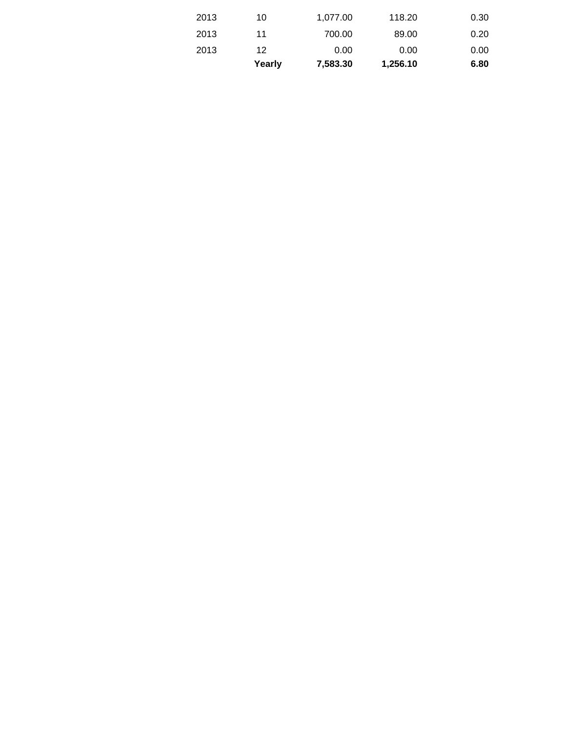| | | | | |
|---|---|---|---|---|
| 2013 | 10 | 1,077.00 | 118.20 | 0.30 |
| 2013 | 11 | 700.00 | 89.00 | 0.20 |
| 2013 | 12 | 0.00 | 0.00 | 0.00 |
| | **Yearly** | **7,583.30** | **1,256.10** | **6.80** |